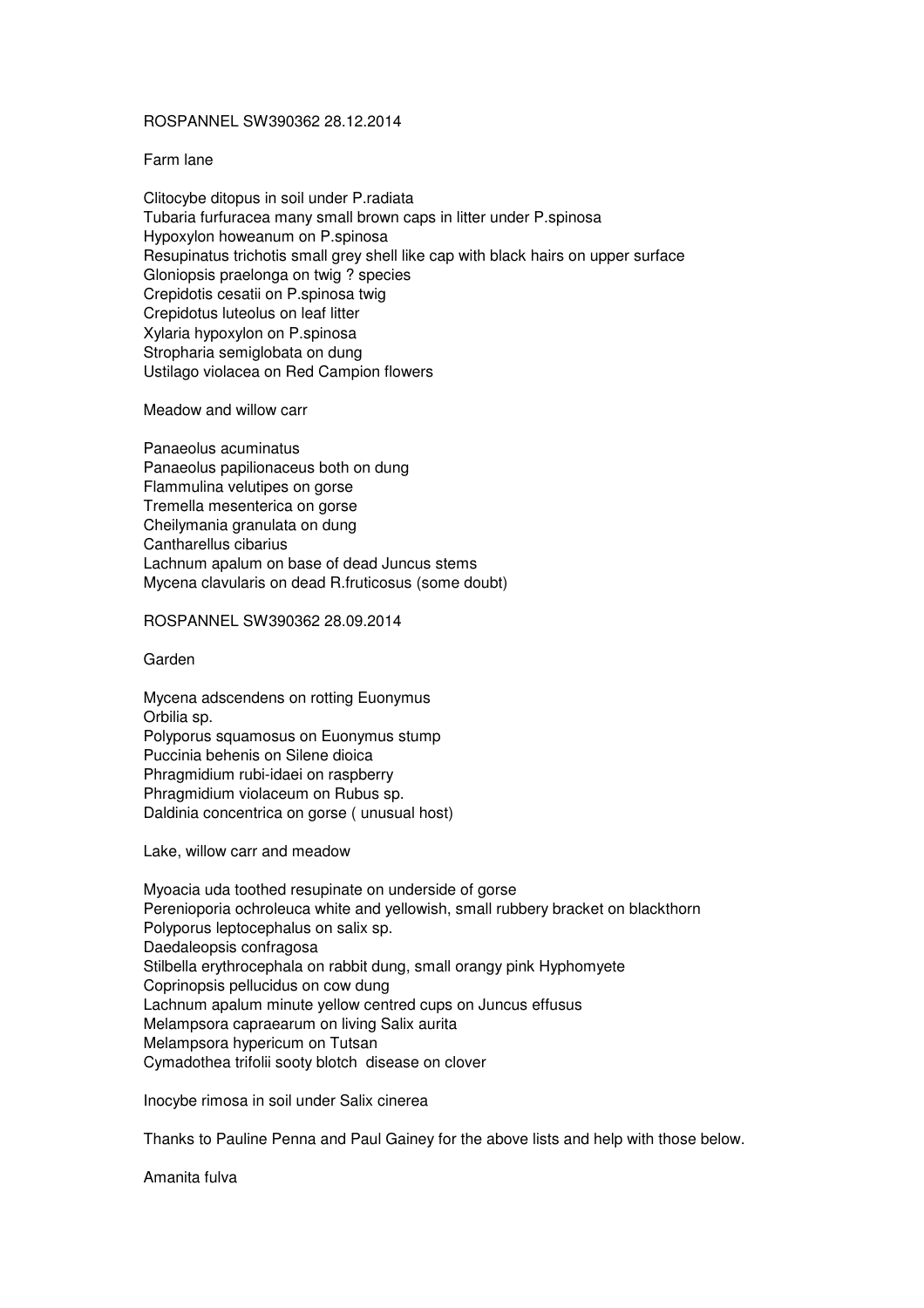ROSPANNEL SW390362 28.12.2014

Farm lane

Clitocybe ditopus in soil under P.radiata
Tubaria furfuracea many small brown caps in litter under P.spinosa
Hypoxylon howeanum on P.spinosa
Resupinatus trichotis small grey shell like cap with black hairs on upper surface
Gloniopsis praelonga on twig ? species
Crepidotis cesatii on P.spinosa twig
Crepidotus luteolus on leaf litter
Xylaria hypoxylon on P.spinosa
Stropharia semiglobata on dung
Ustilago violacea on Red Campion flowers

Meadow and willow carr

Panaeolus acuminatus
Panaeolus papilionaceus both on dung
Flammulina velutipes on gorse
Tremella mesenterica on gorse
Cheilymania granulata on dung
Cantharellus cibarius
Lachnum apalum on base of dead Juncus stems
Mycena clavularis on dead R.fruticosus (some doubt)

ROSPANNEL SW390362 28.09.2014

Garden

Mycena adscendens on rotting Euonymus
Orbilia sp.
Polyporus squamosus on Euonymus stump
Puccinia behenis on Silene dioica
Phragmidium rubi-idaei on raspberry
Phragmidium violaceum on Rubus sp.
Daldinia concentrica on gorse ( unusual host)

Lake, willow carr and meadow

Myoacia uda toothed resupinate on underside of gorse
Perenioporia ochroleuca white and yellowish, small rubbery bracket on blackthorn
Polyporus leptocephalus on salix sp.
Daedaleopsis confragosa
Stilbella erythrocephala on rabbit dung, small orangy pink Hyphomyete
Coprinopsis pellucidus on cow dung
Lachnum apalum minute yellow centred cups on Juncus effusus
Melampsora capraearum on living Salix aurita
Melampsora hypericum on Tutsan
Cymadothea trifolii sooty blotch disease on clover

Inocybe rimosa in soil under Salix cinerea

Thanks to Pauline Penna and Paul Gainey for the above lists and help with those below.

Amanita fulva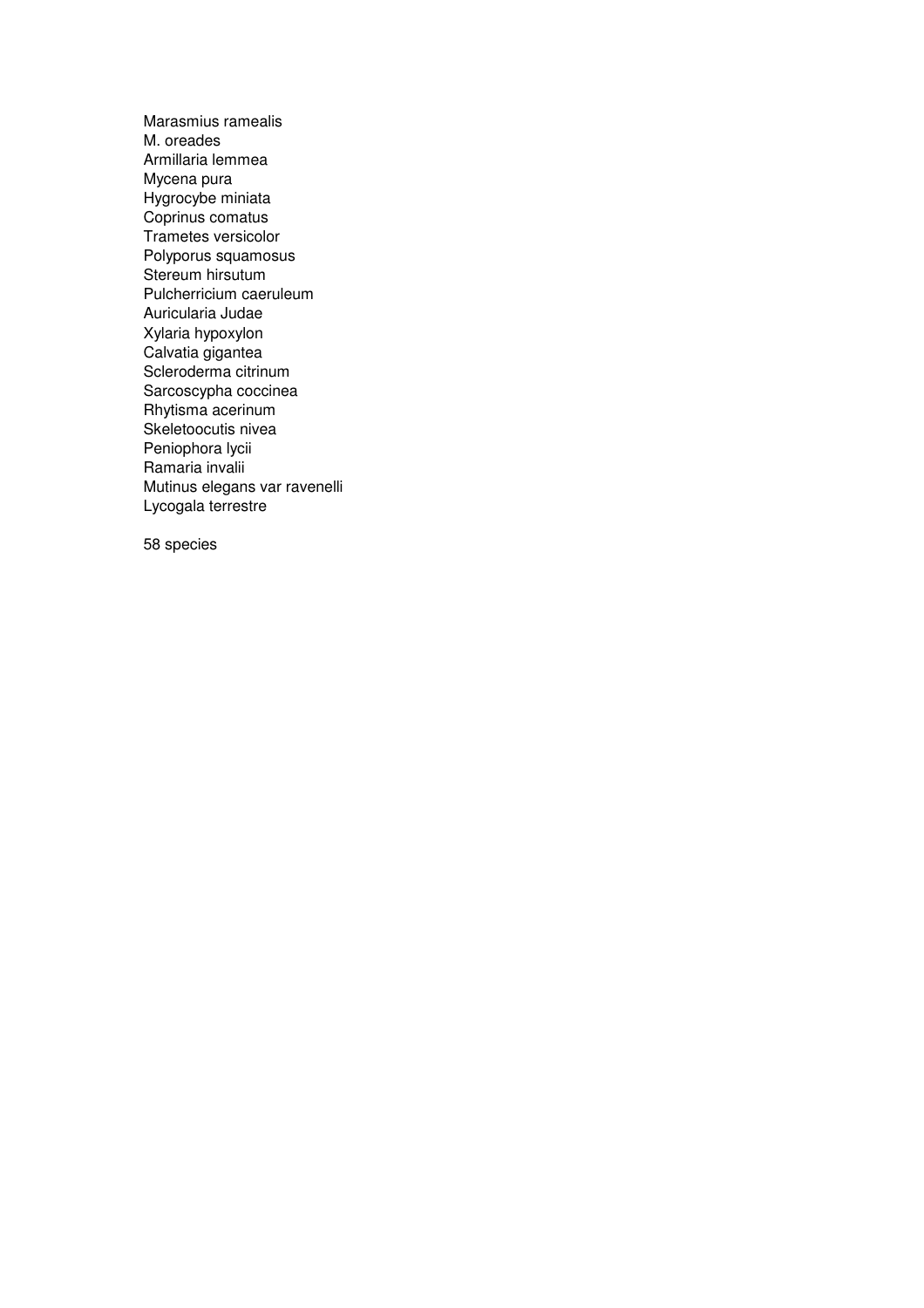Marasmius ramealis  
M. oreades  
Armillaria lemmea  
Mycena pura  
Hygrocybe miniata  
Coprinus comatus  
Trametes versicolor  
Polyporus squamosus  
Stereum hirsutum  
Pulcherricium caeruleum  
Auricularia Judae  
Xylaria hypoxylon  
Calvatia gigantea  
Scleroderma citrinum  
Sarcoscypha coccinea  
Rhytisma acerinum  
Skeletoocutis nivea  
Peniophora lycii  
Ramaria invalii  
Mutinus elegans var ravenelli  
Lycogala terrestre

58 species